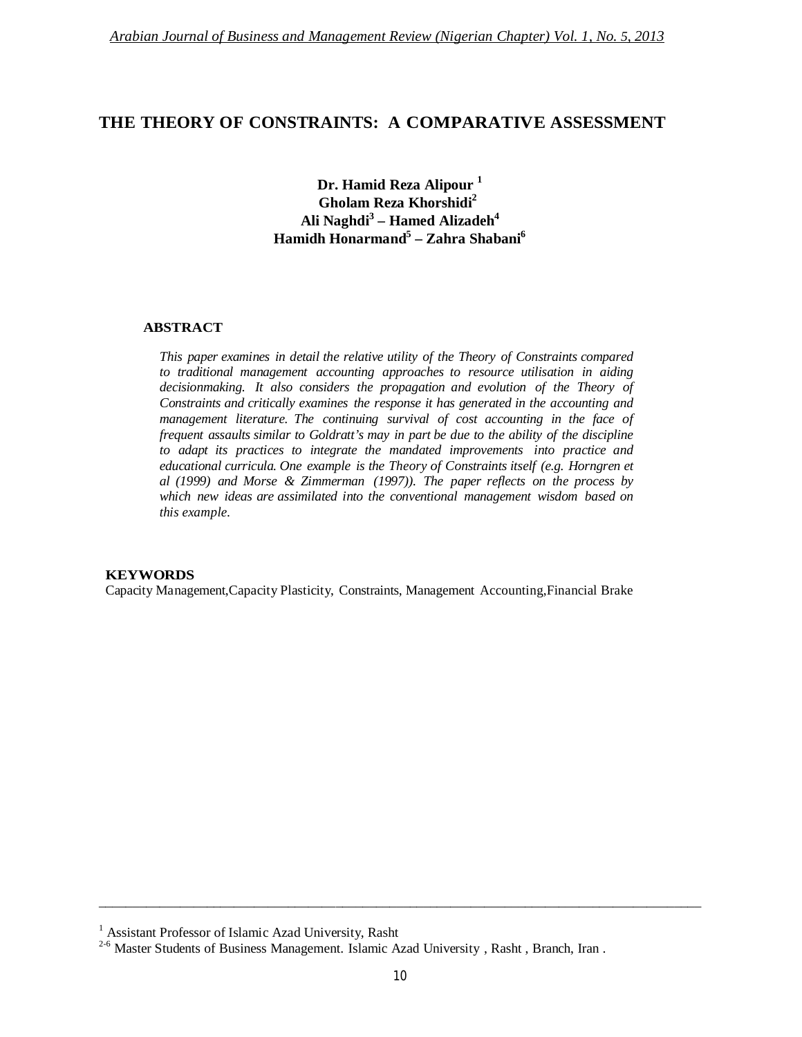# THE THEORY OF CONSTRAINTS: A COMPARATIVE ASSESSMENT

**Dr. Hamid Reza Alipour [1]**
**Gholam Reza Khorshidi[2]**
**Ali Naghdi[3] – Hamed Alizadeh[4]**
**Hamidh Honarmand[5] – Zahra Shabani[6]**

## ABSTRACT

*This paper examines in detail the relative utility of the Theory of Constraints compared to traditional management accounting approaches to resource utilisation in aiding decisionmaking. It also considers the propagation and evolution of the Theory of Constraints and critically examines the response it has generated in the accounting and management literature. The continuing survival of cost accounting in the face of frequent assaults similar to Goldratt's may in part be due to the ability of the discipline to adapt its practices to integrate the mandated improvements into practice and educational curricula. One example is the Theory of Constraints itself (e.g. Horngren et al (1999) and Morse & Zimmerman (1997)). The paper reflects on the process by which new ideas are assimilated into the conventional management wisdom based on this example.*

## KEYWORDS

Capacity Management,Capacity Plasticity, Constraints, Management Accounting,Financial Brake

---

[1] Assistant Professor of Islamic Azad University, Rasht

[2-6] Master Students of Business Management. Islamic Azad University , Rasht , Branch, Iran .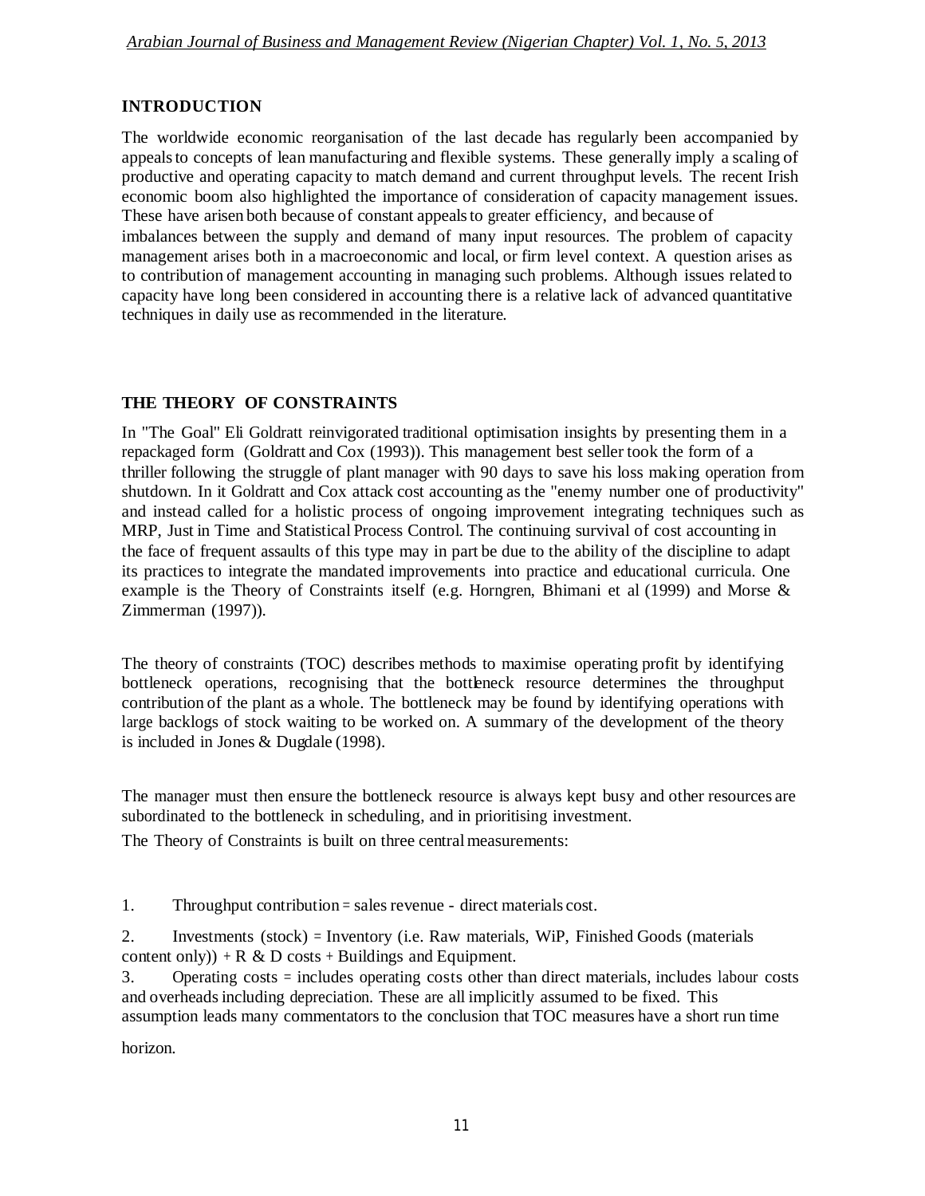## INTRODUCTION

The worldwide economic reorganisation of the last decade has regularly been accompanied by appeals to concepts of lean manufacturing and flexible systems. These generally imply a scaling of productive and operating capacity to match demand and current throughput levels. The recent Irish economic boom also highlighted the importance of consideration of capacity management issues. These have arisen both because of constant appeals to greater efficiency, and because of imbalances between the supply and demand of many input resources. The problem of capacity management arises both in a macroeconomic and local, or firm level context. A question arises as to contribution of management accounting in managing such problems. Although issues related to capacity have long been considered in accounting there is a relative lack of advanced quantitative techniques in daily use as recommended in the literature.

## THE THEORY OF CONSTRAINTS

In "The Goal" Eli Goldratt reinvigorated traditional optimisation insights by presenting them in a repackaged form (Goldratt and Cox (1993)). This management best seller took the form of a thriller following the struggle of plant manager with 90 days to save his loss making operation from shutdown. In it Goldratt and Cox attack cost accounting as the "enemy number one of productivity" and instead called for a holistic process of ongoing improvement integrating techniques such as MRP, Just in Time and Statistical Process Control. The continuing survival of cost accounting in the face of frequent assaults of this type may in part be due to the ability of the discipline to adapt its practices to integrate the mandated improvements into practice and educational curricula. One example is the Theory of Constraints itself (e.g. Horngren, Bhimani et al (1999) and Morse & Zimmerman (1997)).

The theory of constraints (TOC) describes methods to maximise operating profit by identifying bottleneck operations, recognising that the bottleneck resource determines the throughput contribution of the plant as a whole. The bottleneck may be found by identifying operations with large backlogs of stock waiting to be worked on. A summary of the development of the theory is included in Jones & Dugdale (1998).

The manager must then ensure the bottleneck resource is always kept busy and other resources are subordinated to the bottleneck in scheduling, and in prioritising investment.

The Theory of Constraints is built on three central measurements:

1. Throughput contribution = sales revenue - direct materials cost.
2. Investments (stock) = Inventory (i.e. Raw materials, WiP, Finished Goods (materials content only)) + R & D costs + Buildings and Equipment.
3. Operating costs = includes operating costs other than direct materials, includes labour costs and overheads including depreciation. These are all implicitly assumed to be fixed. This assumption leads many commentators to the conclusion that TOC measures have a short run time horizon.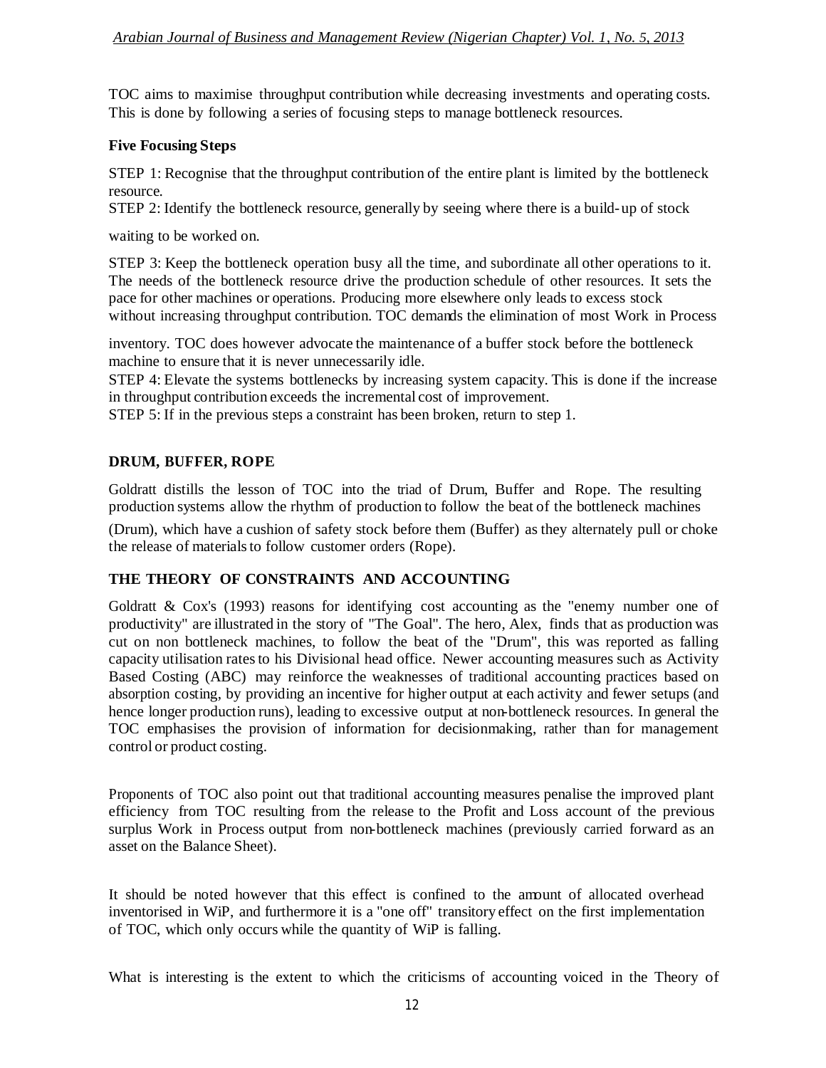TOC aims to maximise throughput contribution while decreasing investments and operating costs. This is done by following a series of focusing steps to manage bottleneck resources.

**Five Focusing Steps**

STEP 1: Recognise that the throughput contribution of the entire plant is limited by the bottleneck resource.

STEP 2: Identify the bottleneck resource, generally by seeing where there is a build-up of stock waiting to be worked on.

STEP 3: Keep the bottleneck operation busy all the time, and subordinate all other operations to it. The needs of the bottleneck resource drive the production schedule of other resources. It sets the pace for other machines or operations. Producing more elsewhere only leads to excess stock without increasing throughput contribution. TOC demands the elimination of most Work in Process inventory. TOC does however advocate the maintenance of a buffer stock before the bottleneck machine to ensure that it is never unnecessarily idle.

STEP 4: Elevate the systems bottlenecks by increasing system capacity. This is done if the increase in throughput contribution exceeds the incremental cost of improvement.

STEP 5: If in the previous steps a constraint has been broken, return to step 1.

## DRUM, BUFFER, ROPE

Goldratt distills the lesson of TOC into the triad of Drum, Buffer and Rope. The resulting production systems allow the rhythm of production to follow the beat of the bottleneck machines (Drum), which have a cushion of safety stock before them (Buffer) as they alternately pull or choke the release of materials to follow customer orders (Rope).

## THE THEORY OF CONSTRAINTS AND ACCOUNTING

Goldratt & Cox's (1993) reasons for identifying cost accounting as the "enemy number one of productivity" are illustrated in the story of "The Goal". The hero, Alex, finds that as production was cut on non bottleneck machines, to follow the beat of the "Drum", this was reported as falling capacity utilisation rates to his Divisional head office. Newer accounting measures such as Activity Based Costing (ABC) may reinforce the weaknesses of traditional accounting practices based on absorption costing, by providing an incentive for higher output at each activity and fewer setups (and hence longer production runs), leading to excessive output at non-bottleneck resources. In general the TOC emphasises the provision of information for decisionmaking, rather than for management control or product costing.

Proponents of TOC also point out that traditional accounting measures penalise the improved plant efficiency from TOC resulting from the release to the Profit and Loss account of the previous surplus Work in Process output from non-bottleneck machines (previously carried forward as an asset on the Balance Sheet).

It should be noted however that this effect is confined to the amount of allocated overhead inventorised in WiP, and furthermore it is a "one off" transitory effect on the first implementation of TOC, which only occurs while the quantity of WiP is falling.

What is interesting is the extent to which the criticisms of accounting voiced in the Theory of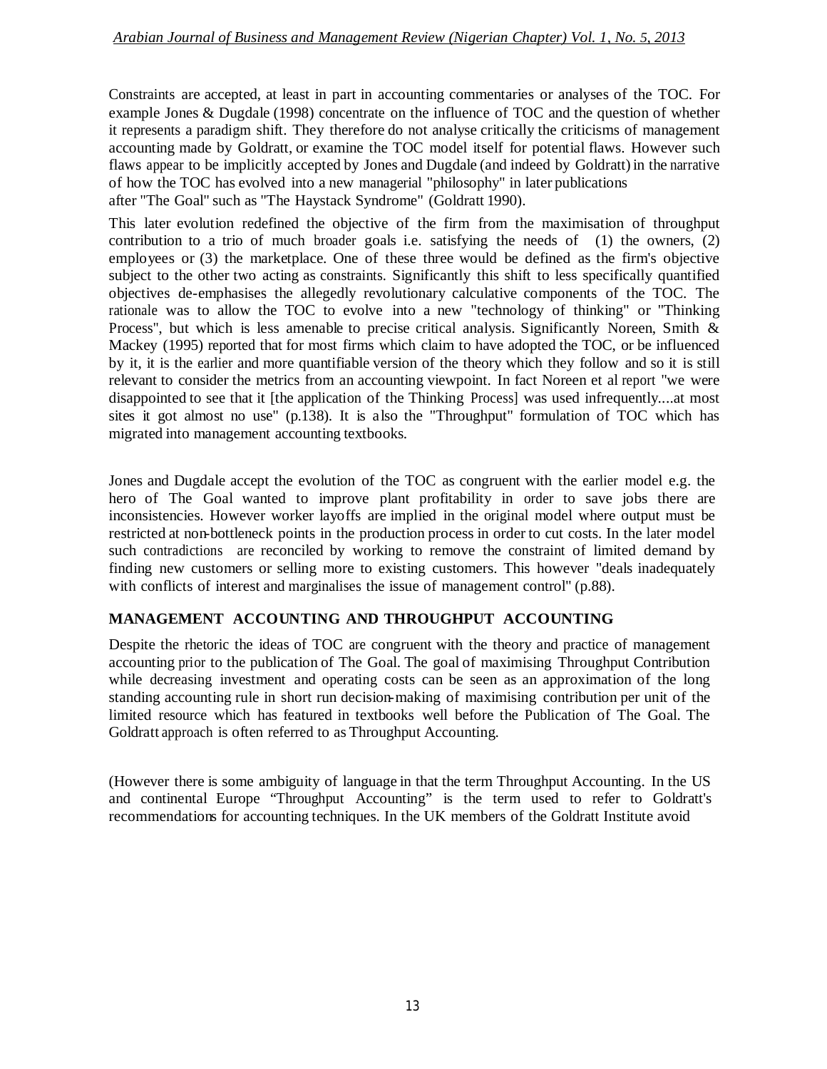Constraints are accepted, at least in part in accounting commentaries or analyses of the TOC. For example Jones & Dugdale (1998) concentrate on the influence of TOC and the question of whether it represents a paradigm shift. They therefore do not analyse critically the criticisms of management accounting made by Goldratt, or examine the TOC model itself for potential flaws. However such flaws appear to be implicitly accepted by Jones and Dugdale (and indeed by Goldratt) in the narrative of how the TOC has evolved into a new managerial "philosophy" in later publications after "The Goal" such as "The Haystack Syndrome" (Goldratt 1990).

This later evolution redefined the objective of the firm from the maximisation of throughput contribution to a trio of much broader goals i.e. satisfying the needs of (1) the owners, (2) employees or (3) the marketplace. One of these three would be defined as the firm's objective subject to the other two acting as constraints. Significantly this shift to less specifically quantified objectives de-emphasises the allegedly revolutionary calculative components of the TOC. The rationale was to allow the TOC to evolve into a new "technology of thinking" or "Thinking Process", but which is less amenable to precise critical analysis. Significantly Noreen, Smith & Mackey (1995) reported that for most firms which claim to have adopted the TOC, or be influenced by it, it is the earlier and more quantifiable version of the theory which they follow and so it is still relevant to consider the metrics from an accounting viewpoint. In fact Noreen et al report "we were disappointed to see that it [the application of the Thinking Process] was used infrequently....at most sites it got almost no use" (p.138). It is also the "Throughput" formulation of TOC which has migrated into management accounting textbooks.

Jones and Dugdale accept the evolution of the TOC as congruent with the earlier model e.g. the hero of The Goal wanted to improve plant profitability in order to save jobs there are inconsistencies. However worker layoffs are implied in the original model where output must be restricted at non-bottleneck points in the production process in order to cut costs. In the later model such contradictions are reconciled by working to remove the constraint of limited demand by finding new customers or selling more to existing customers. This however "deals inadequately with conflicts of interest and marginalises the issue of management control" (p.88).

## MANAGEMENT ACCOUNTING AND THROUGHPUT ACCOUNTING

Despite the rhetoric the ideas of TOC are congruent with the theory and practice of management accounting prior to the publication of The Goal. The goal of maximising Throughput Contribution while decreasing investment and operating costs can be seen as an approximation of the long standing accounting rule in short run decision-making of maximising contribution per unit of the limited resource which has featured in textbooks well before the Publication of The Goal. The Goldratt approach is often referred to as Throughput Accounting.

(However there is some ambiguity of language in that the term Throughput Accounting. In the US and continental Europe "Throughput Accounting" is the term used to refer to Goldratt's recommendations for accounting techniques. In the UK members of the Goldratt Institute avoid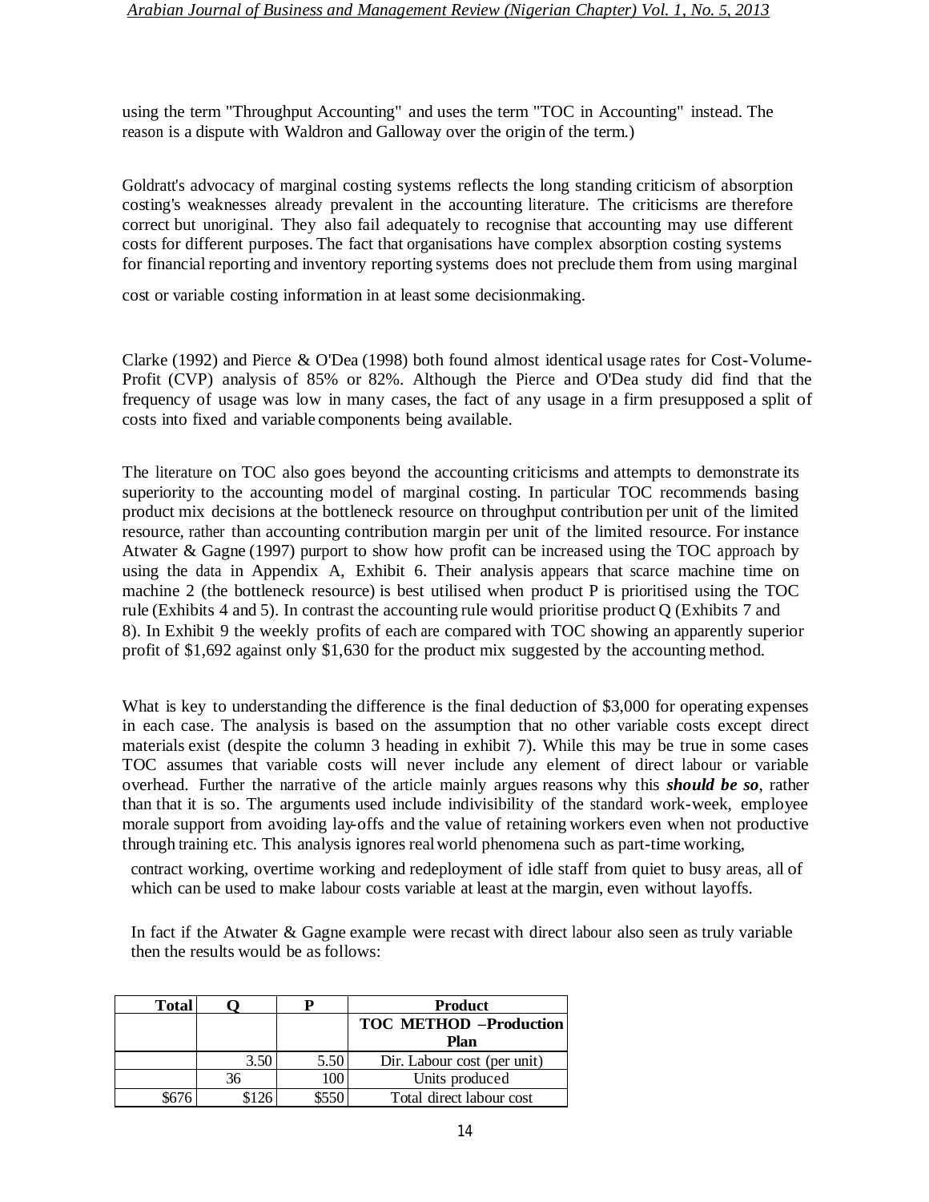using the term "Throughput Accounting" and uses the term "TOC in Accounting" instead. The reason is a dispute with Waldron and Galloway over the origin of the term.)

Goldratt's advocacy of marginal costing systems reflects the long standing criticism of absorption costing's weaknesses already prevalent in the accounting literature. The criticisms are therefore correct but unoriginal. They also fail adequately to recognise that accounting may use different costs for different purposes. The fact that organisations have complex absorption costing systems for financial reporting and inventory reporting systems does not preclude them from using marginal cost or variable costing information in at least some decisionmaking.

Clarke (1992) and Pierce & O'Dea (1998) both found almost identical usage rates for Cost-Volume-Profit (CVP) analysis of 85% or 82%. Although the Pierce and O'Dea study did find that the frequency of usage was low in many cases, the fact of any usage in a firm presupposed a split of costs into fixed and variable components being available.

The literature on TOC also goes beyond the accounting criticisms and attempts to demonstrate its superiority to the accounting model of marginal costing. In particular TOC recommends basing product mix decisions at the bottleneck resource on throughput contribution per unit of the limited resource, rather than accounting contribution margin per unit of the limited resource. For instance Atwater & Gagne (1997) purport to show how profit can be increased using the TOC approach by using the data in Appendix A, Exhibit 6. Their analysis appears that scarce machine time on machine 2 (the bottleneck resource) is best utilised when product P is prioritised using the TOC rule (Exhibits 4 and 5). In contrast the accounting rule would prioritise product Q (Exhibits 7 and 8). In Exhibit 9 the weekly profits of each are compared with TOC showing an apparently superior profit of $1,692 against only $1,630 for the product mix suggested by the accounting method.

What is key to understanding the difference is the final deduction of $3,000 for operating expenses in each case. The analysis is based on the assumption that no other variable costs except direct materials exist (despite the column 3 heading in exhibit 7). While this may be true in some cases TOC assumes that variable costs will never include any element of direct labour or variable overhead. Further the narrative of the article mainly argues reasons why this ***should be so***, rather than that it is so. The arguments used include indivisibility of the standard work-week, employee morale support from avoiding lay-offs and the value of retaining workers even when not productive through training etc. This analysis ignores real world phenomena such as part-time working, contract working, overtime working and redeployment of idle staff from quiet to busy areas, all of which can be used to make labour costs variable at least at the margin, even without layoffs.

In fact if the Atwater & Gagne example were recast with direct labour also seen as truly variable then the results would be as follows:

| Total | Q | P | Product |
|---|---|---|---|
| | | | **TOC METHOD –Production Plan** |
| | 3.50 | 5.50 | Dir. Labour cost (per unit) |
| | 36 | 100 | Units produced |
| $676 | $126 | $550 | Total direct labour cost |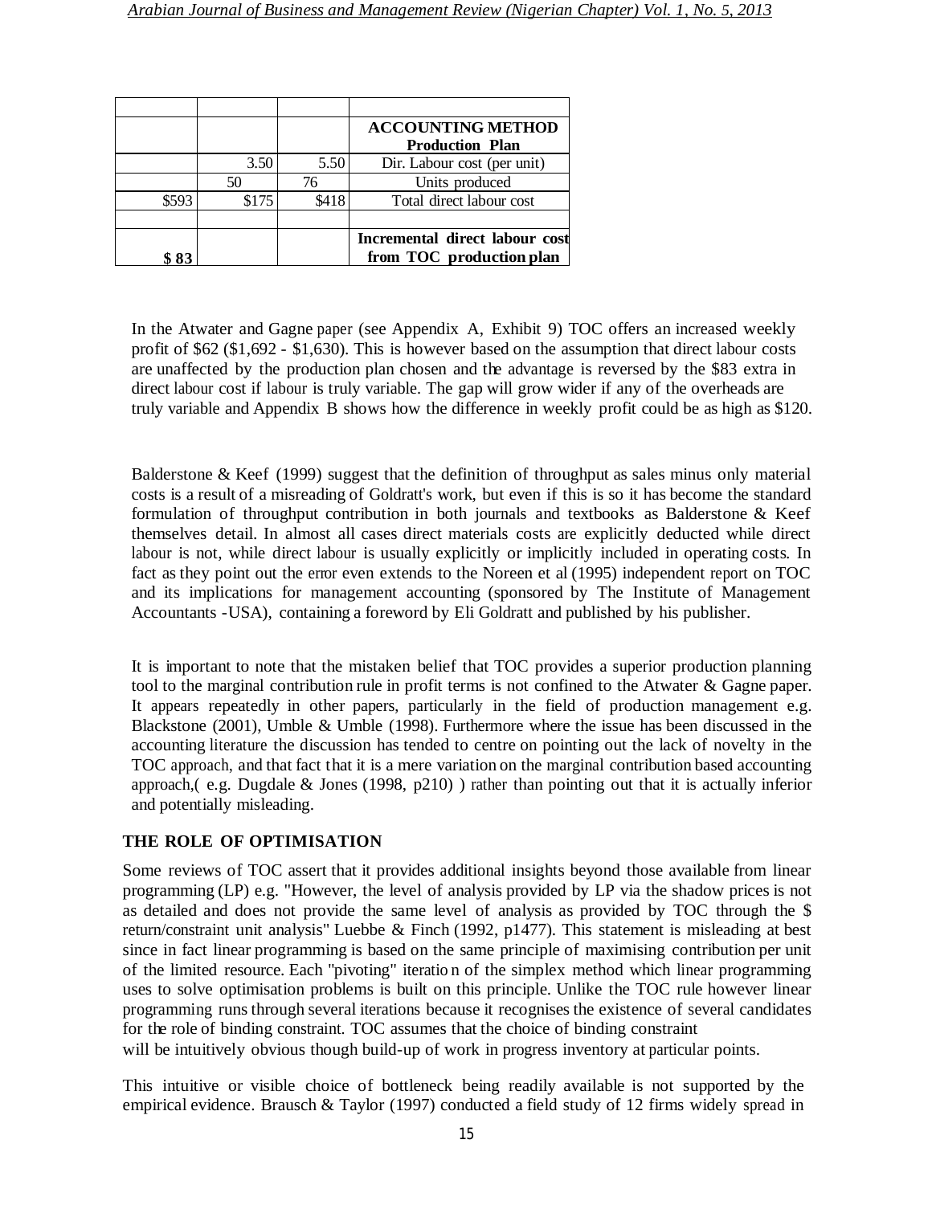| | | | |
|---|---|---|---|
| | | | **ACCOUNTING METHOD Production Plan** |
| | 3.50 | 5.50 | Dir. Labour cost (per unit) |
| | 50 | 76 | Units produced |
| $593 | $175 | $418 | Total direct labour cost |
| | | | |
| **$ 83** | | | **Incremental direct labour cost from TOC production plan** |

In the Atwater and Gagne paper (see Appendix A, Exhibit 9) TOC offers an increased weekly profit of $62 ($1,692 - $1,630). This is however based on the assumption that direct labour costs are unaffected by the production plan chosen and the advantage is reversed by the $83 extra in direct labour cost if labour is truly variable. The gap will grow wider if any of the overheads are truly variable and Appendix B shows how the difference in weekly profit could be as high as $120.

Balderstone & Keef (1999) suggest that the definition of throughput as sales minus only material costs is a result of a misreading of Goldratt's work, but even if this is so it has become the standard formulation of throughput contribution in both journals and textbooks as Balderstone & Keef themselves detail. In almost all cases direct materials costs are explicitly deducted while direct labour is not, while direct labour is usually explicitly or implicitly included in operating costs. In fact as they point out the error even extends to the Noreen et al (1995) independent report on TOC and its implications for management accounting (sponsored by The Institute of Management Accountants -USA), containing a foreword by Eli Goldratt and published by his publisher.

It is important to note that the mistaken belief that TOC provides a superior production planning tool to the marginal contribution rule in profit terms is not confined to the Atwater & Gagne paper. It appears repeatedly in other papers, particularly in the field of production management e.g. Blackstone (2001), Umble & Umble (1998). Furthermore where the issue has been discussed in the accounting literature the discussion has tended to centre on pointing out the lack of novelty in the TOC approach, and that fact that it is a mere variation on the marginal contribution based accounting approach,( e.g. Dugdale & Jones (1998, p210) ) rather than pointing out that it is actually inferior and potentially misleading.

## THE ROLE OF OPTIMISATION

Some reviews of TOC assert that it provides additional insights beyond those available from linear programming (LP) e.g. "However, the level of analysis provided by LP via the shadow prices is not as detailed and does not provide the same level of analysis as provided by TOC through the $ return/constraint unit analysis" Luebbe & Finch (1992, p1477). This statement is misleading at best since in fact linear programming is based on the same principle of maximising contribution per unit of the limited resource. Each "pivoting" iteration of the simplex method which linear programming uses to solve optimisation problems is built on this principle. Unlike the TOC rule however linear programming runs through several iterations because it recognises the existence of several candidates for the role of binding constraint. TOC assumes that the choice of binding constraint will be intuitively obvious though build-up of work in progress inventory at particular points.

This intuitive or visible choice of bottleneck being readily available is not supported by the empirical evidence. Brausch & Taylor (1997) conducted a field study of 12 firms widely spread in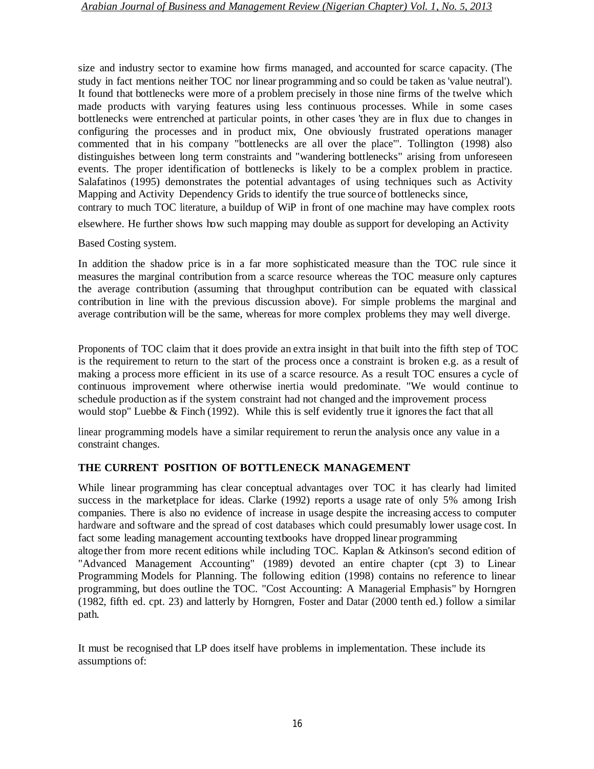size and industry sector to examine how firms managed, and accounted for scarce capacity. (The study in fact mentions neither TOC nor linear programming and so could be taken as 'value neutral'). It found that bottlenecks were more of a problem precisely in those nine firms of the twelve which made products with varying features using less continuous processes. While in some cases bottlenecks were entrenched at particular points, in other cases 'they are in flux due to changes in configuring the processes and in product mix, One obviously frustrated operations manager commented that in his company "bottlenecks are all over the place"'. Tollington (1998) also distinguishes between long term constraints and "wandering bottlenecks" arising from unforeseen events. The proper identification of bottlenecks is likely to be a complex problem in practice. Salafatinos (1995) demonstrates the potential advantages of using techniques such as Activity Mapping and Activity Dependency Grids to identify the true source of bottlenecks since, contrary to much TOC literature, a buildup of WiP in front of one machine may have complex roots elsewhere. He further shows how such mapping may double as support for developing an Activity Based Costing system.

In addition the shadow price is in a far more sophisticated measure than the TOC rule since it measures the marginal contribution from a scarce resource whereas the TOC measure only captures the average contribution (assuming that throughput contribution can be equated with classical contribution in line with the previous discussion above). For simple problems the marginal and average contribution will be the same, whereas for more complex problems they may well diverge.

Proponents of TOC claim that it does provide an extra insight in that built into the fifth step of TOC is the requirement to return to the start of the process once a constraint is broken e.g. as a result of making a process more efficient in its use of a scarce resource. As a result TOC ensures a cycle of continuous improvement where otherwise inertia would predominate. "We would continue to schedule production as if the system constraint had not changed and the improvement process would stop" Luebbe & Finch (1992). While this is self evidently true it ignores the fact that all linear programming models have a similar requirement to rerun the analysis once any value in a constraint changes.

## THE CURRENT POSITION OF BOTTLENECK MANAGEMENT

While linear programming has clear conceptual advantages over TOC it has clearly had limited success in the marketplace for ideas. Clarke (1992) reports a usage rate of only 5% among Irish companies. There is also no evidence of increase in usage despite the increasing access to computer hardware and software and the spread of cost databases which could presumably lower usage cost. In fact some leading management accounting textbooks have dropped linear programming altogether from more recent editions while including TOC. Kaplan & Atkinson's second edition of "Advanced Management Accounting" (1989) devoted an entire chapter (cpt 3) to Linear Programming Models for Planning. The following edition (1998) contains no reference to linear programming, but does outline the TOC. "Cost Accounting: A Managerial Emphasis" by Horngren (1982, fifth ed. cpt. 23) and latterly by Horngren, Foster and Datar (2000 tenth ed.) follow a similar path.

It must be recognised that LP does itself have problems in implementation. These include its assumptions of: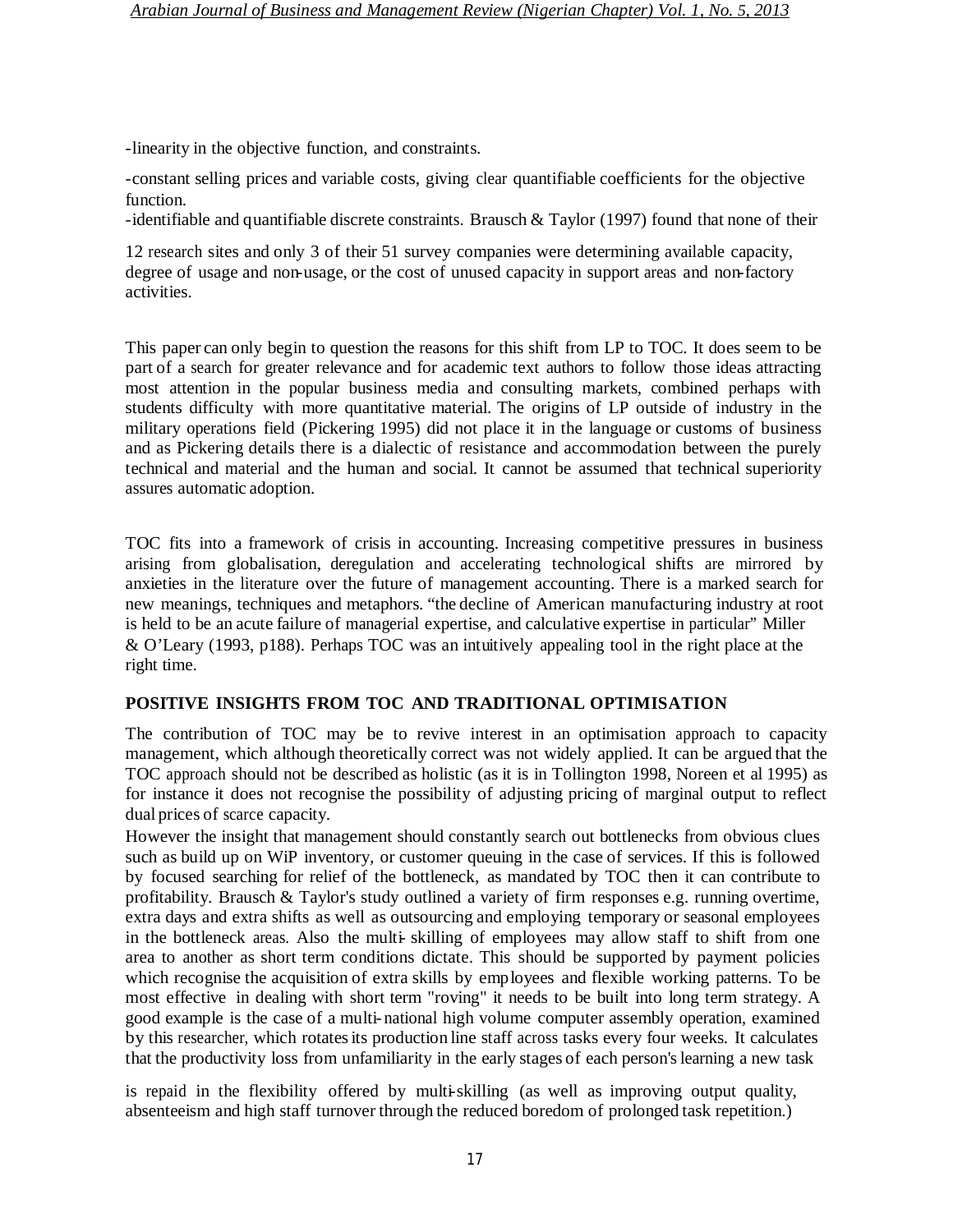-linearity in the objective function, and constraints.

-constant selling prices and variable costs, giving clear quantifiable coefficients for the objective function.

-identifiable and quantifiable discrete constraints. Brausch & Taylor (1997) found that none of their 12 research sites and only 3 of their 51 survey companies were determining available capacity, degree of usage and non-usage, or the cost of unused capacity in support areas and non-factory activities.

This paper can only begin to question the reasons for this shift from LP to TOC. It does seem to be part of a search for greater relevance and for academic text authors to follow those ideas attracting most attention in the popular business media and consulting markets, combined perhaps with students difficulty with more quantitative material. The origins of LP outside of industry in the military operations field (Pickering 1995) did not place it in the language or customs of business and as Pickering details there is a dialectic of resistance and accommodation between the purely technical and material and the human and social. It cannot be assumed that technical superiority assures automatic adoption.

TOC fits into a framework of crisis in accounting. Increasing competitive pressures in business arising from globalisation, deregulation and accelerating technological shifts are mirrored by anxieties in the literature over the future of management accounting. There is a marked search for new meanings, techniques and metaphors. "the decline of American manufacturing industry at root is held to be an acute failure of managerial expertise, and calculative expertise in particular" Miller & O'Leary (1993, p188). Perhaps TOC was an intuitively appealing tool in the right place at the right time.

## POSITIVE INSIGHTS FROM TOC AND TRADITIONAL OPTIMISATION

The contribution of TOC may be to revive interest in an optimisation approach to capacity management, which although theoretically correct was not widely applied. It can be argued that the TOC approach should not be described as holistic (as it is in Tollington 1998, Noreen et al 1995) as for instance it does not recognise the possibility of adjusting pricing of marginal output to reflect dual prices of scarce capacity.

However the insight that management should constantly search out bottlenecks from obvious clues such as build up on WiP inventory, or customer queuing in the case of services. If this is followed by focused searching for relief of the bottleneck, as mandated by TOC then it can contribute to profitability. Brausch & Taylor's study outlined a variety of firm responses e.g. running overtime, extra days and extra shifts as well as outsourcing and employing temporary or seasonal employees in the bottleneck areas. Also the multi- skilling of employees may allow staff to shift from one area to another as short term conditions dictate. This should be supported by payment policies which recognise the acquisition of extra skills by employees and flexible working patterns. To be most effective in dealing with short term "roving" it needs to be built into long term strategy. A good example is the case of a multi-national high volume computer assembly operation, examined by this researcher, which rotates its production line staff across tasks every four weeks. It calculates that the productivity loss from unfamiliarity in the early stages of each person's learning a new task is repaid in the flexibility offered by multi-skilling (as well as improving output quality, absenteeism and high staff turnover through the reduced boredom of prolonged task repetition.)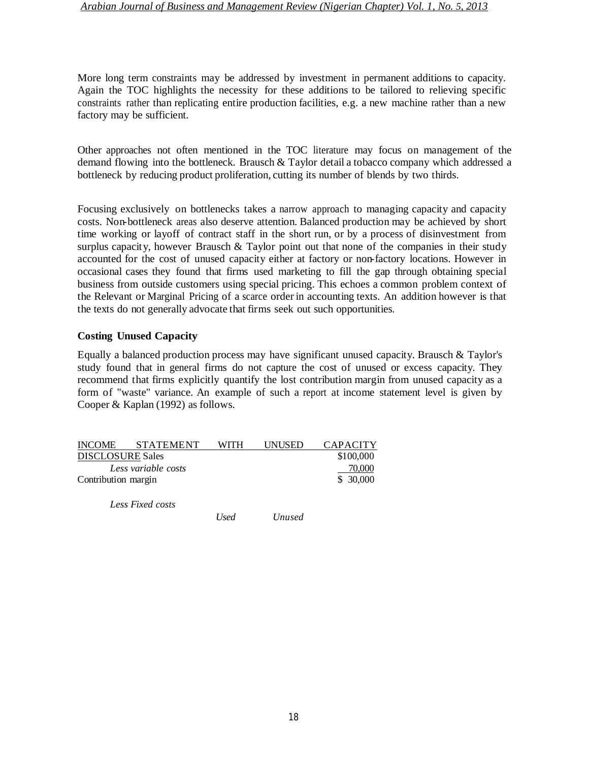More long term constraints may be addressed by investment in permanent additions to capacity. Again the TOC highlights the necessity for these additions to be tailored to relieving specific constraints rather than replicating entire production facilities, e.g. a new machine rather than a new factory may be sufficient.

Other approaches not often mentioned in the TOC literature may focus on management of the demand flowing into the bottleneck. Brausch & Taylor detail a tobacco company which addressed a bottleneck by reducing product proliferation, cutting its number of blends by two thirds.

Focusing exclusively on bottlenecks takes a narrow approach to managing capacity and capacity costs. Non-bottleneck areas also deserve attention. Balanced production may be achieved by short time working or layoff of contract staff in the short run, or by a process of disinvestment from surplus capacity, however Brausch & Taylor point out that none of the companies in their study accounted for the cost of unused capacity either at factory or non-factory locations. However in occasional cases they found that firms used marketing to fill the gap through obtaining special business from outside customers using special pricing. This echoes a common problem context of the Relevant or Marginal Pricing of a scarce order in accounting texts. An addition however is that the texts do not generally advocate that firms seek out such opportunities.

## Costing Unused Capacity

Equally a balanced production process may have significant unused capacity. Brausch & Taylor's study found that in general firms do not capture the cost of unused or excess capacity. They recommend that firms explicitly quantify the lost contribution margin from unused capacity as a form of "waste" variance. An example of such a report at income statement level is given by Cooper & Kaplan (1992) as follows.

| INCOME STATEMENT WITH UNUSED CAPACITY DISCLOSURE | | | |
|---|---|---|---|
| Sales | | | $100,000 |
| *Less variable costs* | | | 70,000 |
| Contribution margin | | | $ 30,000 |
| *Less Fixed costs* | | | |
| | *Used* | *Unused* | |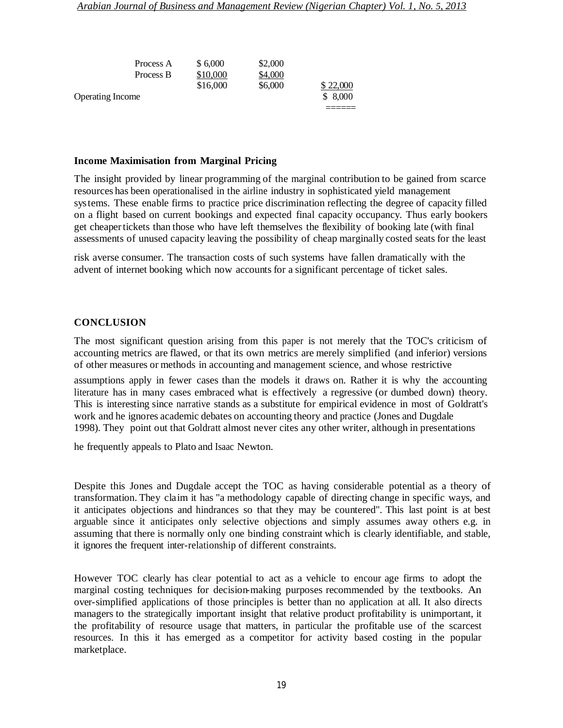| | | | |
|---|---|---|---|
| Process A | $ 6,000 | $2,000 | |
| Process B | $10,000 | $4,000 | |
| | $16,000 | $6,000 | $ 22,000 |
| Operating Income | | | $ 8,000 |

## Income Maximisation from Marginal Pricing

The insight provided by linear programming of the marginal contribution to be gained from scarce resources has been operationalised in the airline industry in sophisticated yield management systems. These enable firms to practice price discrimination reflecting the degree of capacity filled on a flight based on current bookings and expected final capacity occupancy. Thus early bookers get cheaper tickets than those who have left themselves the flexibility of booking late (with final assessments of unused capacity leaving the possibility of cheap marginally costed seats for the least risk averse consumer. The transaction costs of such systems have fallen dramatically with the advent of internet booking which now accounts for a significant percentage of ticket sales.

## CONCLUSION

The most significant question arising from this paper is not merely that the TOC's criticism of accounting metrics are flawed, or that its own metrics are merely simplified (and inferior) versions of other measures or methods in accounting and management science, and whose restrictive assumptions apply in fewer cases than the models it draws on. Rather it is why the accounting literature has in many cases embraced what is effectively a regressive (or dumbed down) theory. This is interesting since narrative stands as a substitute for empirical evidence in most of Goldratt's work and he ignores academic debates on accounting theory and practice (Jones and Dugdale 1998). They point out that Goldratt almost never cites any other writer, although in presentations he frequently appeals to Plato and Isaac Newton.

Despite this Jones and Dugdale accept the TOC as having considerable potential as a theory of transformation. They claim it has "a methodology capable of directing change in specific ways, and it anticipates objections and hindrances so that they may be countered". This last point is at best arguable since it anticipates only selective objections and simply assumes away others e.g. in assuming that there is normally only one binding constraint which is clearly identifiable, and stable, it ignores the frequent inter-relationship of different constraints.

However TOC clearly has clear potential to act as a vehicle to encour age firms to adopt the marginal costing techniques for decision-making purposes recommended by the textbooks. An over-simplified applications of those principles is better than no application at all. It also directs managers to the strategically important insight that relative product profitability is unimportant, it the profitability of resource usage that matters, in particular the profitable use of the scarcest resources. In this it has emerged as a competitor for activity based costing in the popular marketplace.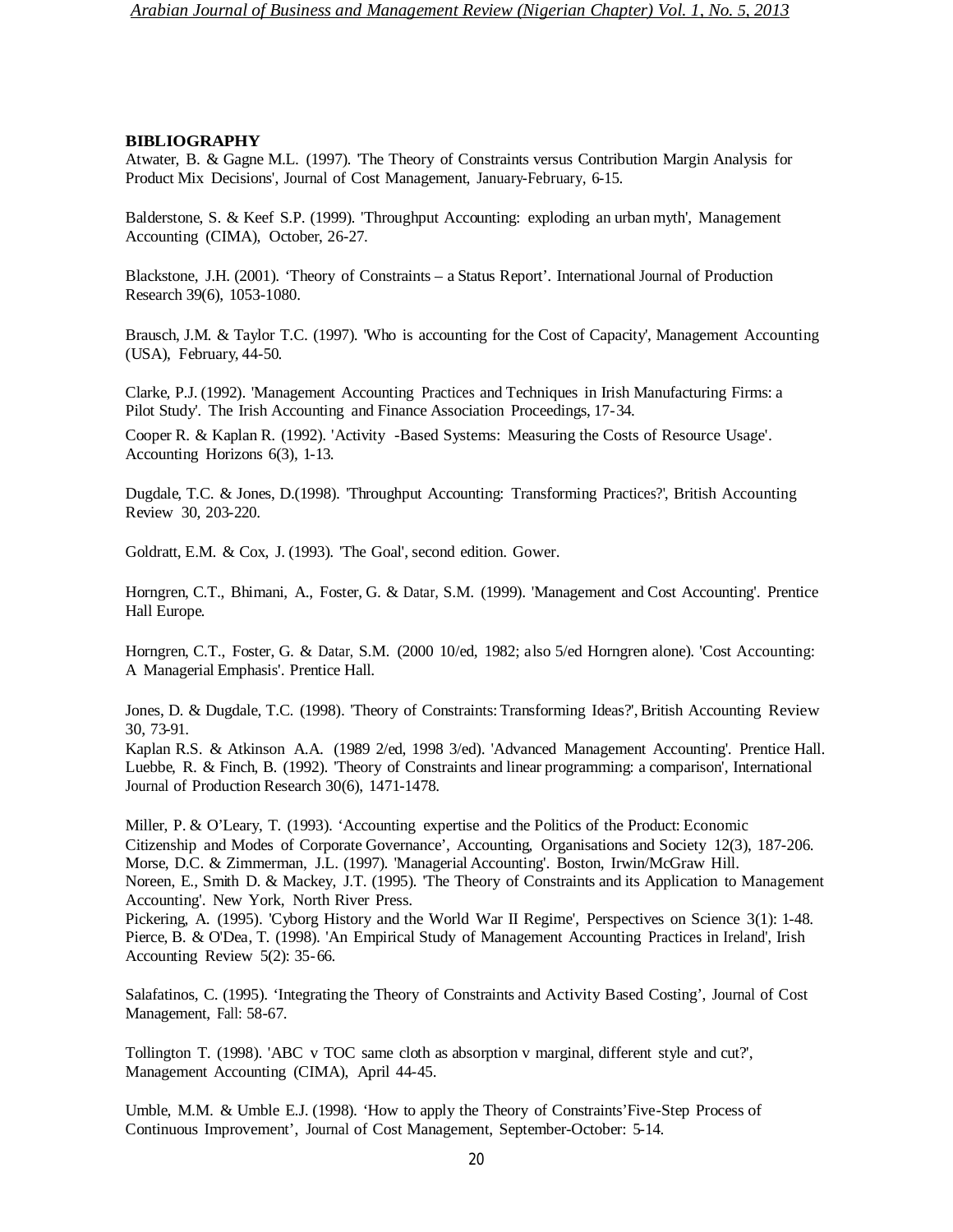## BIBLIOGRAPHY

Atwater, B. & Gagne M.L. (1997). 'The Theory of Constraints versus Contribution Margin Analysis for Product Mix Decisions', Journal of Cost Management, January-February, 6-15.

Balderstone, S. & Keef S.P. (1999). 'Throughput Accounting: exploding an urban myth', Management Accounting (CIMA), October, 26-27.

Blackstone, J.H. (2001). 'Theory of Constraints – a Status Report'. International Journal of Production Research 39(6), 1053-1080.

Brausch, J.M. & Taylor T.C. (1997). 'Who is accounting for the Cost of Capacity', Management Accounting (USA), February, 44-50.

Clarke, P.J. (1992). 'Management Accounting Practices and Techniques in Irish Manufacturing Firms: a Pilot Study'. The Irish Accounting and Finance Association Proceedings, 17-34.

Cooper R. & Kaplan R. (1992). 'Activity -Based Systems: Measuring the Costs of Resource Usage'. Accounting Horizons 6(3), 1-13.

Dugdale, T.C. & Jones, D.(1998). 'Throughput Accounting: Transforming Practices?', British Accounting Review 30, 203-220.

Goldratt, E.M. & Cox, J. (1993). 'The Goal', second edition. Gower.

Horngren, C.T., Bhimani, A., Foster, G. & Datar, S.M. (1999). 'Management and Cost Accounting'. Prentice Hall Europe.

Horngren, C.T., Foster, G. & Datar, S.M. (2000 10/ed, 1982; also 5/ed Horngren alone). 'Cost Accounting: A Managerial Emphasis'. Prentice Hall.

Jones, D. & Dugdale, T.C. (1998). 'Theory of Constraints: Transforming Ideas?', British Accounting Review 30, 73-91.

Kaplan R.S. & Atkinson A.A. (1989 2/ed, 1998 3/ed). 'Advanced Management Accounting'. Prentice Hall.

Luebbe, R. & Finch, B. (1992). 'Theory of Constraints and linear programming: a comparison', International Journal of Production Research 30(6), 1471-1478.

Miller, P. & O'Leary, T. (1993). 'Accounting expertise and the Politics of the Product: Economic Citizenship and Modes of Corporate Governance', Accounting, Organisations and Society 12(3), 187-206.

Morse, D.C. & Zimmerman, J.L. (1997). 'Managerial Accounting'. Boston, Irwin/McGraw Hill.

Noreen, E., Smith D. & Mackey, J.T. (1995). 'The Theory of Constraints and its Application to Management Accounting'. New York, North River Press.

Pickering, A. (1995). 'Cyborg History and the World War II Regime', Perspectives on Science 3(1): 1-48.

Pierce, B. & O'Dea, T. (1998). 'An Empirical Study of Management Accounting Practices in Ireland', Irish Accounting Review 5(2): 35-66.

Salafatinos, C. (1995). 'Integrating the Theory of Constraints and Activity Based Costing', Journal of Cost Management, Fall: 58-67.

Tollington T. (1998). 'ABC v TOC same cloth as absorption v marginal, different style and cut?', Management Accounting (CIMA), April 44-45.

Umble, M.M. & Umble E.J. (1998). 'How to apply the Theory of Constraints'Five-Step Process of Continuous Improvement', Journal of Cost Management, September-October: 5-14.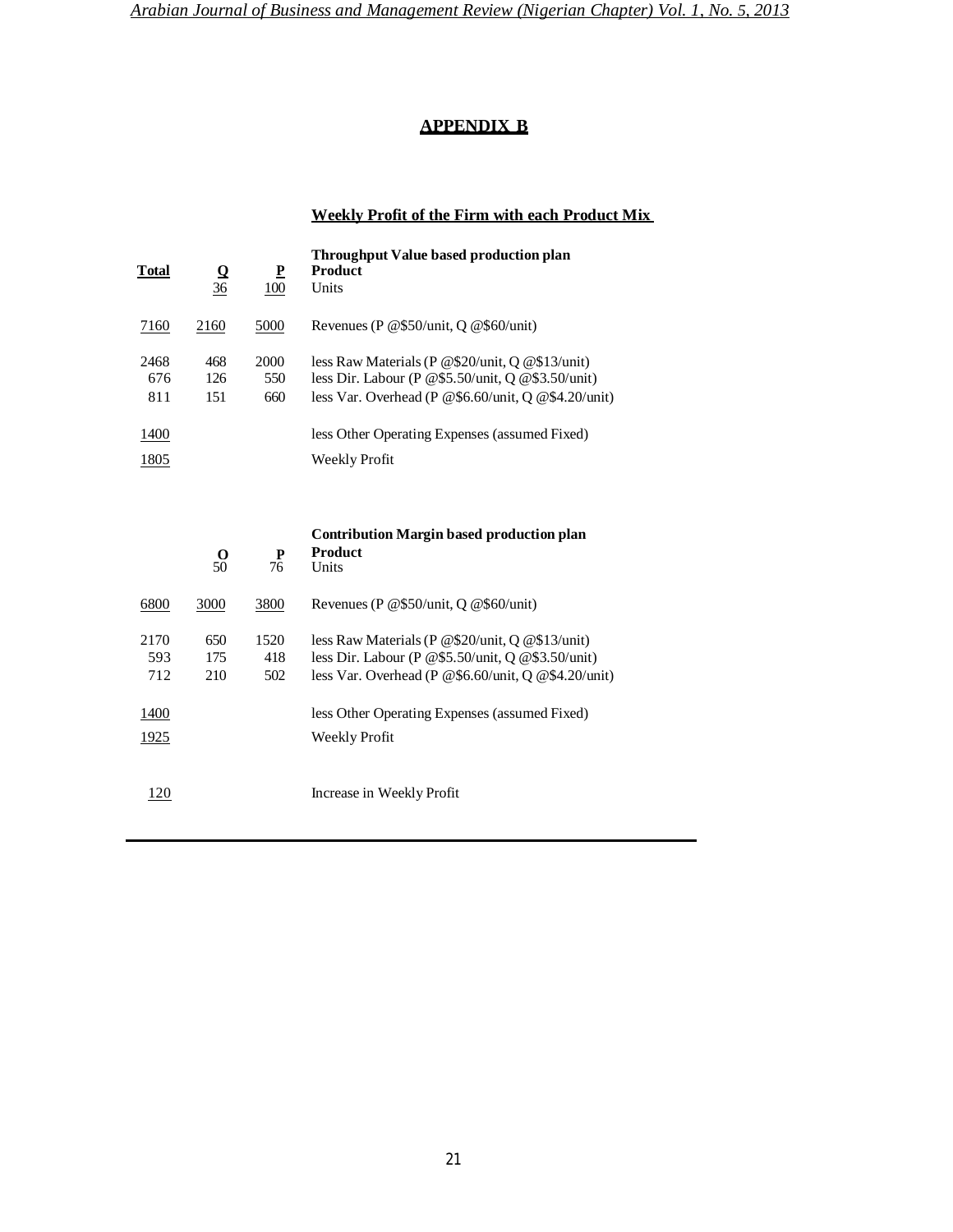## APPENDIX B

### Weekly Profit of the Firm with each Product Mix

**Throughput Value based production plan**

| Total | Q | P | Product |
|---|---|---|---|
| | 36 | 100 | Units |
| 7160 | 2160 | 5000 | Revenues (P @$50/unit, Q @$60/unit) |
| 2468 | 468 | 2000 | less Raw Materials (P @$20/unit, Q @$13/unit) |
| 676 | 126 | 550 | less Dir. Labour (P @$5.50/unit, Q @$3.50/unit) |
| 811 | 151 | 660 | less Var. Overhead (P @$6.60/unit, Q @$4.20/unit) |
| 1400 | | | less Other Operating Expenses (assumed Fixed) |
| 1805 | | | Weekly Profit |

**Contribution Margin based production plan**

| Total | Q | P | Product |
|---|---|---|---|
| | 50 | 76 | Units |
| 6800 | 3000 | 3800 | Revenues (P @$50/unit, Q @$60/unit) |
| 2170 | 650 | 1520 | less Raw Materials (P @$20/unit, Q @$13/unit) |
| 593 | 175 | 418 | less Dir. Labour (P @$5.50/unit, Q @$3.50/unit) |
| 712 | 210 | 502 | less Var. Overhead (P @$6.60/unit, Q @$4.20/unit) |
| 1400 | | | less Other Operating Expenses (assumed Fixed) |
| 1925 | | | Weekly Profit |
| 120 | | | Increase in Weekly Profit |